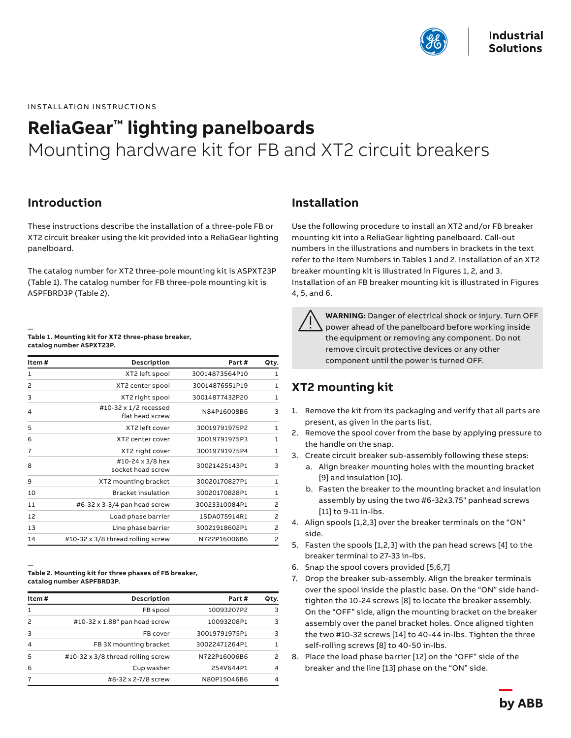INSTALLATION INSTRUCTIONS

# ReliaGear™ lighting panelboards

## Mounting hardware kit for FB and XT2 circuit breakers

## Introduction

These instructions describe the installation of a three-pole FB or XT2 circuit breaker using the kit provided into a ReliaGear lighting panelboard.

The catalog number for XT2 three-pole mounting kit is ASPXT23P (Table 1). The catalog number for FB three-pole mounting kit is ASPFBRD3P (Table 2).

**Table 1. Mounting kit for XT2 three-phase breaker, catalog number ASPXT23P.**

| Item # | Description | Part # | Qty. |
|---|---|---|---|
| 1 | XT2 left spool | 30014873564P10 | 1 |
| 2 | XT2 center spool | 30014876551P19 | 1 |
| 3 | XT2 right spool | 30014877432P20 | 1 |
| 4 | #10-32 x 1/2 recessed flat head screw | N84P16008B6 | 3 |
| 5 | XT2 left cover | 30019791975P2 | 1 |
| 6 | XT2 center cover | 30019791975P3 | 1 |
| 7 | XT2 right cover | 30019791975P4 | 1 |
| 8 | #10-24 x 3/8 hex socket head screw | 30021425143P1 | 3 |
| 9 | XT2 mounting bracket | 30020170827P1 | 1 |
| 10 | Bracket insulation | 30020170828P1 | 1 |
| 11 | #6-32 x 3-3/4 pan head screw | 30023310084P1 | 2 |
| 12 | Load phase barrier | 1SDA075914R1 | 2 |
| 13 | Line phase barrier | 30021918602P1 | 2 |
| 14 | #10-32 x 3/8 thread rolling screw | N722P16006B6 | 2 |

**Table 2. Mounting kit for three phases of FB breaker, catalog number ASPFBRD3P.**

| Item # | Description | Part # | Qty. |
|---|---|---|---|
| 1 | FB spool | 10093207P2 | 3 |
| 2 | #10-32 x 1.88" pan head screw | 10093208P1 | 3 |
| 3 | FB cover | 30019791975P1 | 3 |
| 4 | FB 3X mounting bracket | 30022471264P1 | 1 |
| 5 | #10-32 x 3/8 thread rolling screw | N722P16006B6 | 2 |
| 6 | Cup washer | 254V644P1 | 4 |
| 7 | #8-32 x 2-7/8 screw | N80P15046B6 | 4 |

## Installation

Use the following procedure to install an XT2 and/or FB breaker mounting kit into a ReliaGear lighting panelboard. Call-out numbers in the illustrations and numbers in brackets in the text refer to the Item Numbers in Tables 1 and 2. Installation of an XT2 breaker mounting kit is illustrated in Figures 1, 2, and 3. Installation of an FB breaker mounting kit is illustrated in Figures 4, 5, and 6.

**WARNING:** Danger of electrical shock or injury. Turn OFF power ahead of the panelboard before working inside the equipment or removing any component. Do not remove circuit protective devices or any other component until the power is turned OFF.

## XT2 mounting kit

1. Remove the kit from its packaging and verify that all parts are present, as given in the parts list.
2. Remove the spool cover from the base by applying pressure to the handle on the snap.
3. Create circuit breaker sub-assembly following these steps:
   a. Align breaker mounting holes with the mounting bracket [9] and insulation [10].
   b. Fasten the breaker to the mounting bracket and insulation assembly by using the two #6-32x3.75" panhead screws [11] to 9-11 in-lbs.
4. Align spools [1,2,3] over the breaker terminals on the "ON" side.
5. Fasten the spools [1,2,3] with the pan head screws [4] to the breaker terminal to 27-33 in-lbs.
6. Snap the spool covers provided [5,6,7]
7. Drop the breaker sub-assembly. Align the breaker terminals over the spool inside the plastic base. On the "ON" side hand-tighten the 10-24 screws [8] to locate the breaker assembly. On the "OFF" side, align the mounting bracket on the breaker assembly over the panel bracket holes. Once aligned tighten the two #10-32 screws [14] to 40-44 in-lbs. Tighten the three self-rolling screws [8] to 40-50 in-lbs.
8. Place the load phase barrier [12] on the "OFF" side of the breaker and the line [13] phase on the "ON" side.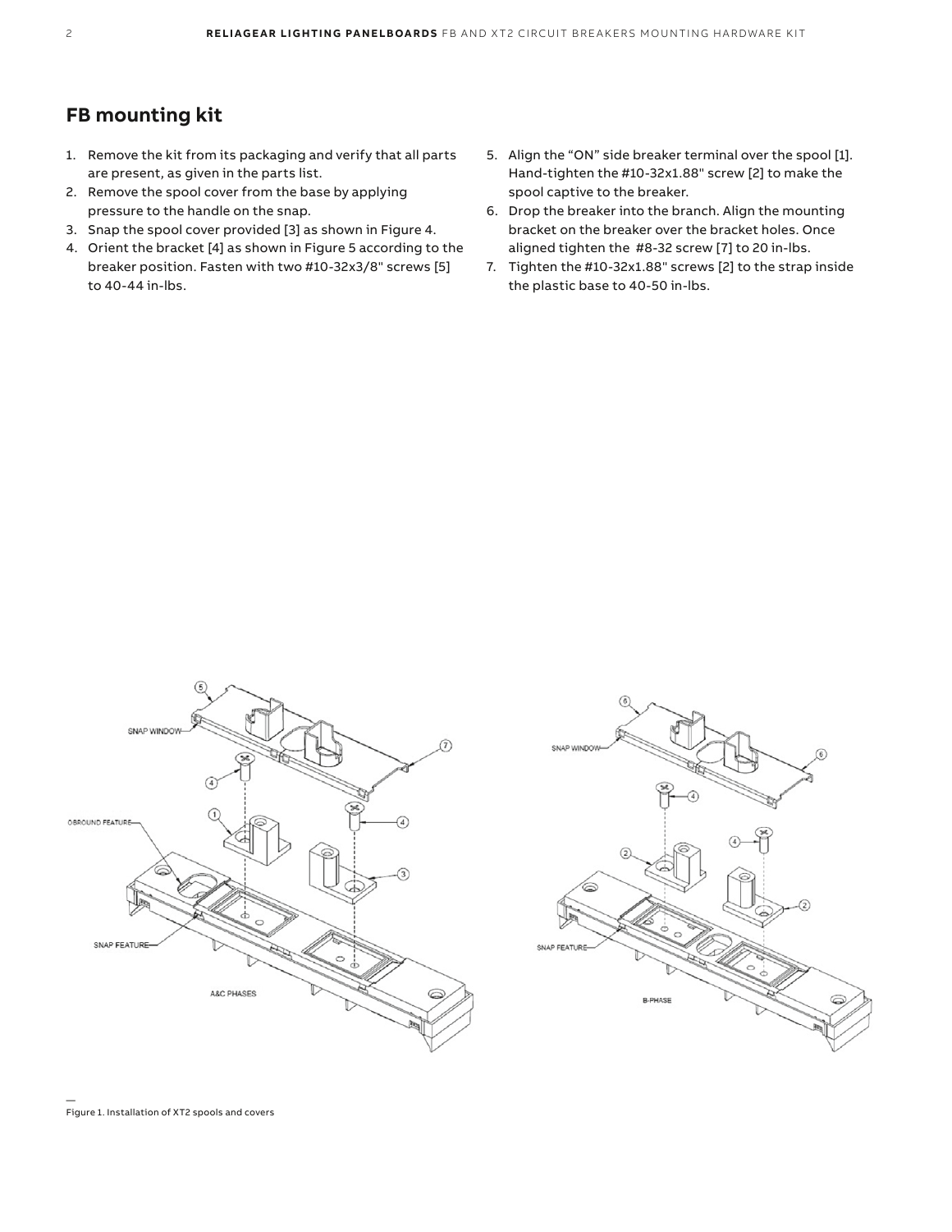## FB mounting kit

1. Remove the kit from its packaging and verify that all parts are present, as given in the parts list.
2. Remove the spool cover from the base by applying pressure to the handle on the snap.
3. Snap the spool cover provided [3] as shown in Figure 4.
4. Orient the bracket [4] as shown in Figure 5 according to the breaker position. Fasten with two #10-32x3/8" screws [5] to 40-44 in-lbs.
5. Align the "ON" side breaker terminal over the spool [1]. Hand-tighten the #10-32x1.88" screw [2] to make the spool captive to the breaker.
6. Drop the breaker into the branch. Align the mounting bracket on the breaker over the bracket holes. Once aligned tighten the #8-32 screw [7] to 20 in-lbs.
7. Tighten the #10-32x1.88" screws [2] to the strap inside the plastic base to 40-50 in-lbs.

Figure 1. Installation of XT2 spools and covers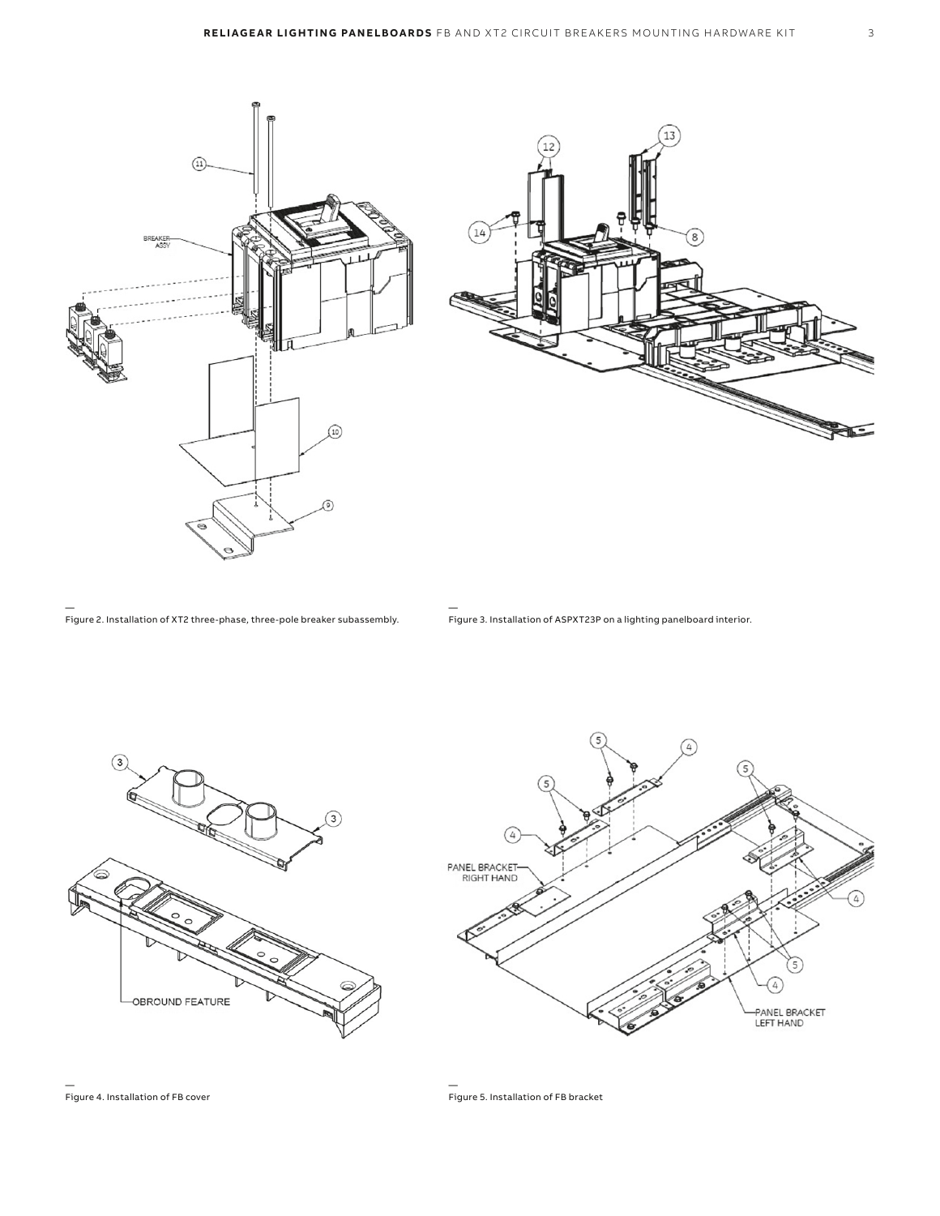Figure 2. Installation of XT2 three-phase, three-pole breaker subassembly.

Figure 3. Installation of ASPXT23P on a lighting panelboard interior.

Figure 4. Installation of FB cover

Figure 5. Installation of FB bracket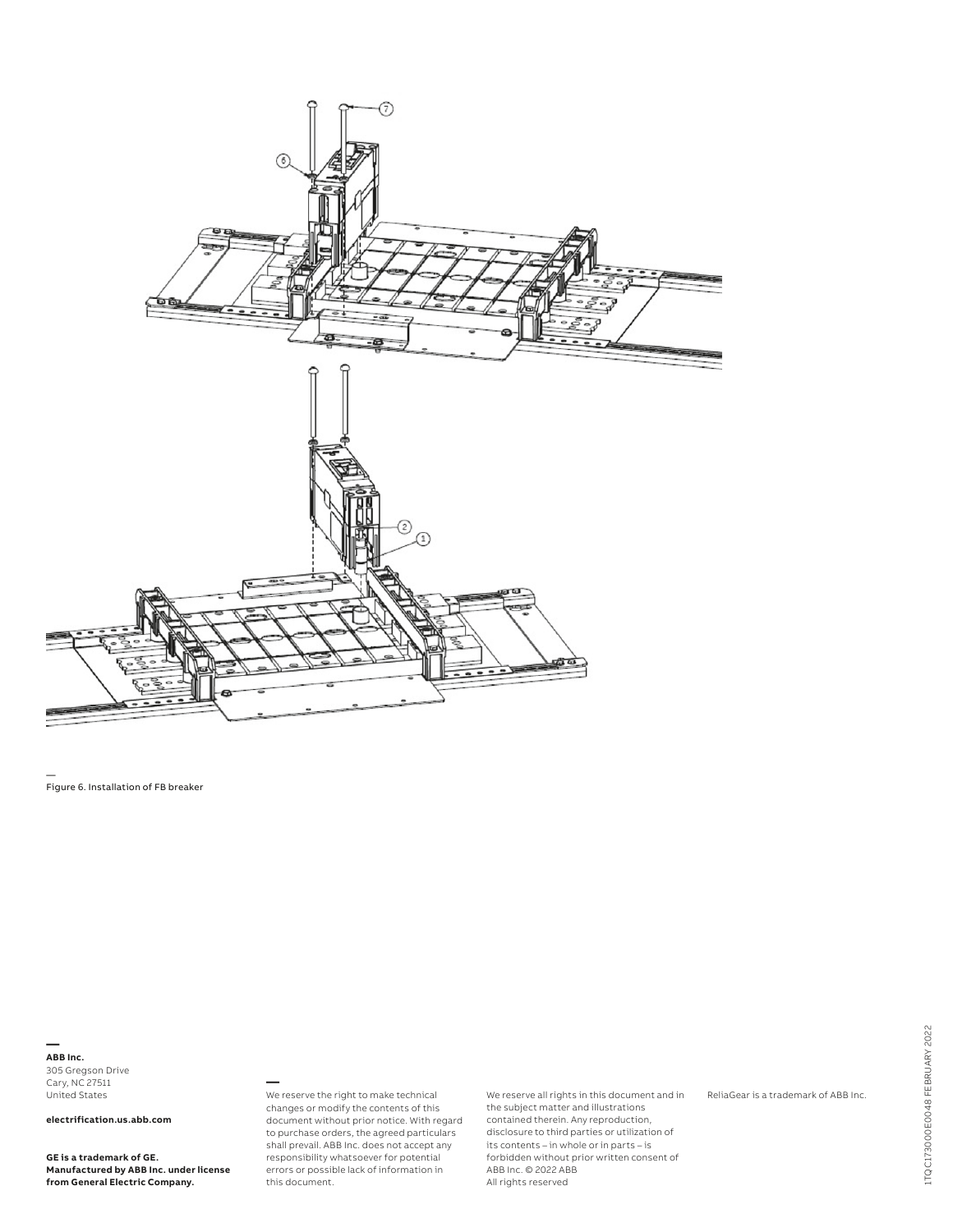Figure 6. Installation of FB breaker

**ABB Inc.**
305 Gregson Drive
Cary, NC 27511
United States

**electrification.us.abb.com**

**GE is a trademark of GE.**
**Manufactured by ABB Inc. under license from General Electric Company.**

We reserve the right to make technical changes or modify the contents of this document without prior notice. With regard to purchase orders, the agreed particulars shall prevail. ABB Inc. does not accept any responsibility whatsoever for potential errors or possible lack of information in this document.

We reserve all rights in this document and in the subject matter and illustrations contained therein. Any reproduction, disclosure to third parties or utilization of its contents – in whole or in parts – is forbidden without prior written consent of ABB Inc. © 2022 ABB
All rights reserved

ReliaGear is a trademark of ABB Inc.

1TQC173000E0048 FEBRUARY 2022